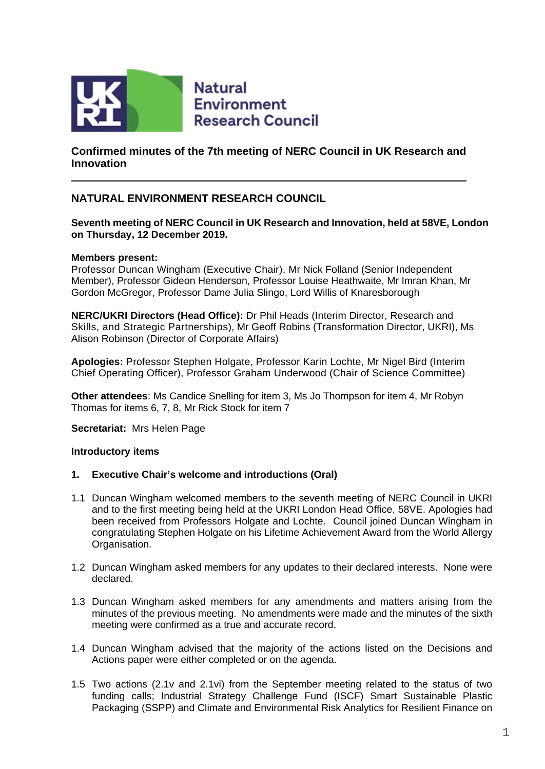Natural Environment Research Council

## Confirmed minutes of the 7th meeting of NERC Council in UK Research and Innovation

---

## NATURAL ENVIRONMENT RESEARCH COUNCIL

**Seventh meeting of NERC Council in UK Research and Innovation, held at 58VE, London on Thursday, 12 December 2019.**

**Members present:**
Professor Duncan Wingham (Executive Chair), Mr Nick Folland (Senior Independent Member), Professor Gideon Henderson, Professor Louise Heathwaite, Mr Imran Khan, Mr Gordon McGregor, Professor Dame Julia Slingo, Lord Willis of Knaresborough

**NERC/UKRI Directors (Head Office):** Dr Phil Heads (Interim Director, Research and Skills, and Strategic Partnerships), Mr Geoff Robins (Transformation Director, UKRI), Ms Alison Robinson (Director of Corporate Affairs)

**Apologies:** Professor Stephen Holgate, Professor Karin Lochte, Mr Nigel Bird (Interim Chief Operating Officer), Professor Graham Underwood (Chair of Science Committee)

**Other attendees**: Ms Candice Snelling for item 3, Ms Jo Thompson for item 4, Mr Robyn Thomas for items 6, 7, 8, Mr Rick Stock for item 7

**Secretariat:** Mrs Helen Page

**Introductory items**

**1. Executive Chair's welcome and introductions (Oral)**

1.1 Duncan Wingham welcomed members to the seventh meeting of NERC Council in UKRI and to the first meeting being held at the UKRI London Head Office, 58VE. Apologies had been received from Professors Holgate and Lochte. Council joined Duncan Wingham in congratulating Stephen Holgate on his Lifetime Achievement Award from the World Allergy Organisation.

1.2 Duncan Wingham asked members for any updates to their declared interests. None were declared.

1.3 Duncan Wingham asked members for any amendments and matters arising from the minutes of the previous meeting. No amendments were made and the minutes of the sixth meeting were confirmed as a true and accurate record.

1.4 Duncan Wingham advised that the majority of the actions listed on the Decisions and Actions paper were either completed or on the agenda.

1.5 Two actions (2.1v and 2.1vi) from the September meeting related to the status of two funding calls; Industrial Strategy Challenge Fund (ISCF) Smart Sustainable Plastic Packaging (SSPP) and Climate and Environmental Risk Analytics for Resilient Finance on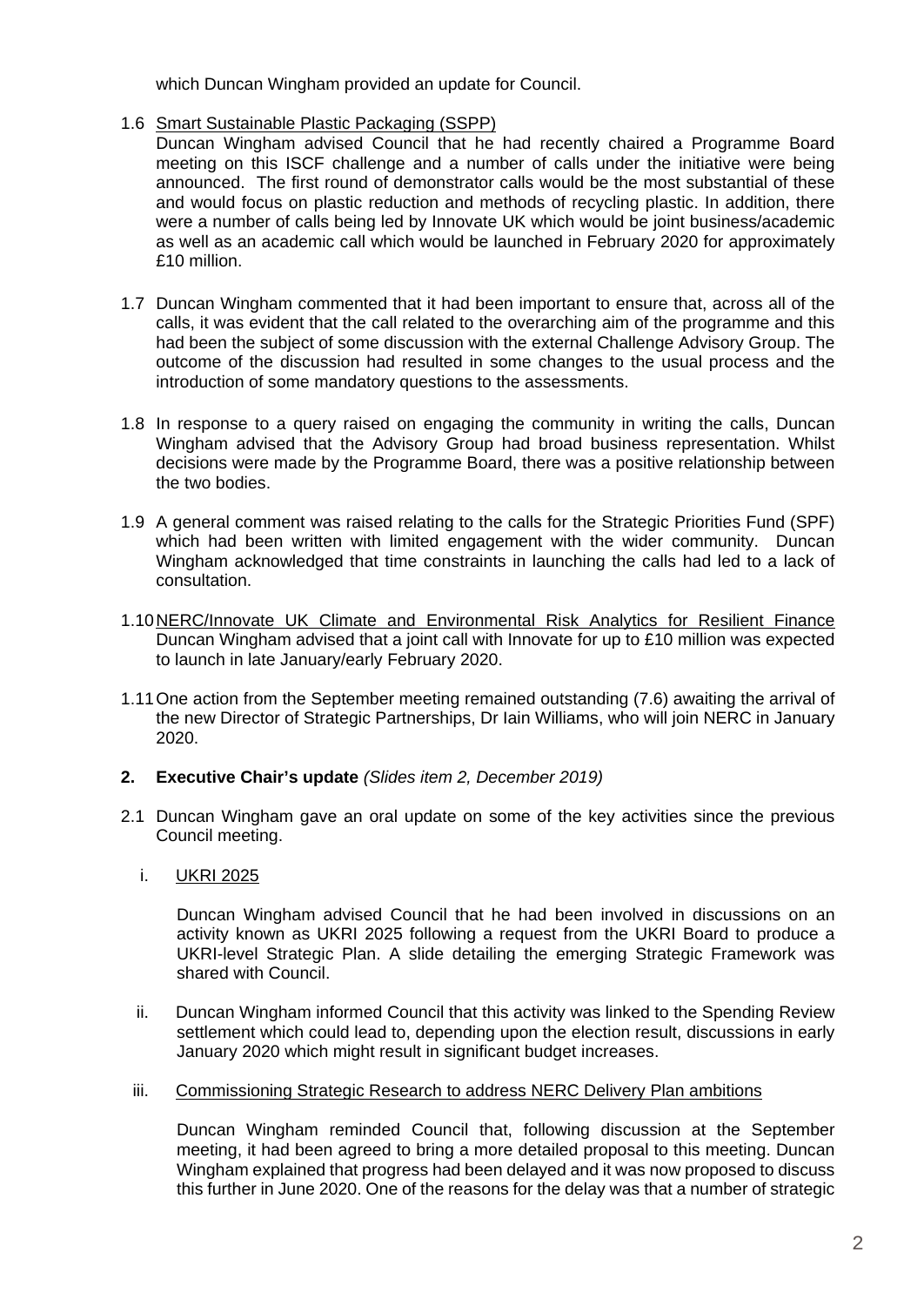which Duncan Wingham provided an update for Council.

1.6 Smart Sustainable Plastic Packaging (SSPP)
Duncan Wingham advised Council that he had recently chaired a Programme Board meeting on this ISCF challenge and a number of calls under the initiative were being announced. The first round of demonstrator calls would be the most substantial of these and would focus on plastic reduction and methods of recycling plastic. In addition, there were a number of calls being led by Innovate UK which would be joint business/academic as well as an academic call which would be launched in February 2020 for approximately £10 million.

1.7 Duncan Wingham commented that it had been important to ensure that, across all of the calls, it was evident that the call related to the overarching aim of the programme and this had been the subject of some discussion with the external Challenge Advisory Group. The outcome of the discussion had resulted in some changes to the usual process and the introduction of some mandatory questions to the assessments.

1.8 In response to a query raised on engaging the community in writing the calls, Duncan Wingham advised that the Advisory Group had broad business representation. Whilst decisions were made by the Programme Board, there was a positive relationship between the two bodies.

1.9 A general comment was raised relating to the calls for the Strategic Priorities Fund (SPF) which had been written with limited engagement with the wider community. Duncan Wingham acknowledged that time constraints in launching the calls had led to a lack of consultation.

1.10 NERC/Innovate UK Climate and Environmental Risk Analytics for Resilient Finance
Duncan Wingham advised that a joint call with Innovate for up to £10 million was expected to launch in late January/early February 2020.

1.11 One action from the September meeting remained outstanding (7.6) awaiting the arrival of the new Director of Strategic Partnerships, Dr Iain Williams, who will join NERC in January 2020.

## 2. Executive Chair's update *(Slides item 2, December 2019)*

2.1 Duncan Wingham gave an oral update on some of the key activities since the previous Council meeting.

i. UKRI 2025

Duncan Wingham advised Council that he had been involved in discussions on an activity known as UKRI 2025 following a request from the UKRI Board to produce a UKRI-level Strategic Plan. A slide detailing the emerging Strategic Framework was shared with Council.

ii. Duncan Wingham informed Council that this activity was linked to the Spending Review settlement which could lead to, depending upon the election result, discussions in early January 2020 which might result in significant budget increases.

iii. Commissioning Strategic Research to address NERC Delivery Plan ambitions

Duncan Wingham reminded Council that, following discussion at the September meeting, it had been agreed to bring a more detailed proposal to this meeting. Duncan Wingham explained that progress had been delayed and it was now proposed to discuss this further in June 2020. One of the reasons for the delay was that a number of strategic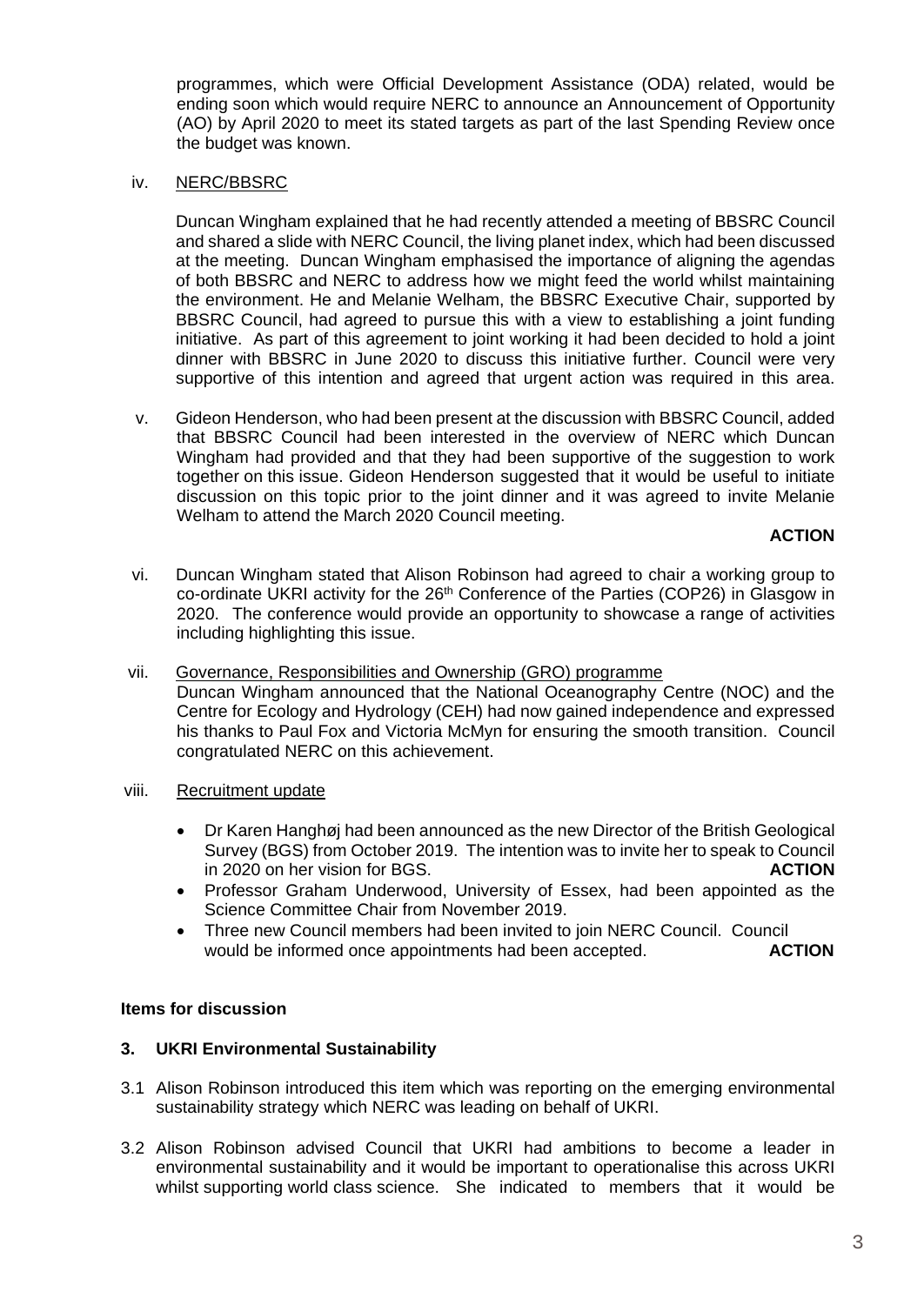programmes, which were Official Development Assistance (ODA) related, would be ending soon which would require NERC to announce an Announcement of Opportunity (AO) by April 2020 to meet its stated targets as part of the last Spending Review once the budget was known.

iv. NERC/BBSRC

Duncan Wingham explained that he had recently attended a meeting of BBSRC Council and shared a slide with NERC Council, the living planet index, which had been discussed at the meeting. Duncan Wingham emphasised the importance of aligning the agendas of both BBSRC and NERC to address how we might feed the world whilst maintaining the environment. He and Melanie Welham, the BBSRC Executive Chair, supported by BBSRC Council, had agreed to pursue this with a view to establishing a joint funding initiative. As part of this agreement to joint working it had been decided to hold a joint dinner with BBSRC in June 2020 to discuss this initiative further. Council were very supportive of this intention and agreed that urgent action was required in this area.

v. Gideon Henderson, who had been present at the discussion with BBSRC Council, added that BBSRC Council had been interested in the overview of NERC which Duncan Wingham had provided and that they had been supportive of the suggestion to work together on this issue. Gideon Henderson suggested that it would be useful to initiate discussion on this topic prior to the joint dinner and it was agreed to invite Melanie Welham to attend the March 2020 Council meeting.

**ACTION**

vi. Duncan Wingham stated that Alison Robinson had agreed to chair a working group to co-ordinate UKRI activity for the 26th Conference of the Parties (COP26) in Glasgow in 2020. The conference would provide an opportunity to showcase a range of activities including highlighting this issue.

vii. Governance, Responsibilities and Ownership (GRO) programme

Duncan Wingham announced that the National Oceanography Centre (NOC) and the Centre for Ecology and Hydrology (CEH) had now gained independence and expressed his thanks to Paul Fox and Victoria McMyn for ensuring the smooth transition. Council congratulated NERC on this achievement.

viii. Recruitment update

- Dr Karen Hanghøj had been announced as the new Director of the British Geological Survey (BGS) from October 2019. The intention was to invite her to speak to Council in 2020 on her vision for BGS. **ACTION**
- Professor Graham Underwood, University of Essex, had been appointed as the Science Committee Chair from November 2019.
- Three new Council members had been invited to join NERC Council. Council would be informed once appointments had been accepted. **ACTION**

**Items for discussion**

**3. UKRI Environmental Sustainability**

3.1 Alison Robinson introduced this item which was reporting on the emerging environmental sustainability strategy which NERC was leading on behalf of UKRI.

3.2 Alison Robinson advised Council that UKRI had ambitions to become a leader in environmental sustainability and it would be important to operationalise this across UKRI whilst supporting world class science. She indicated to members that it would be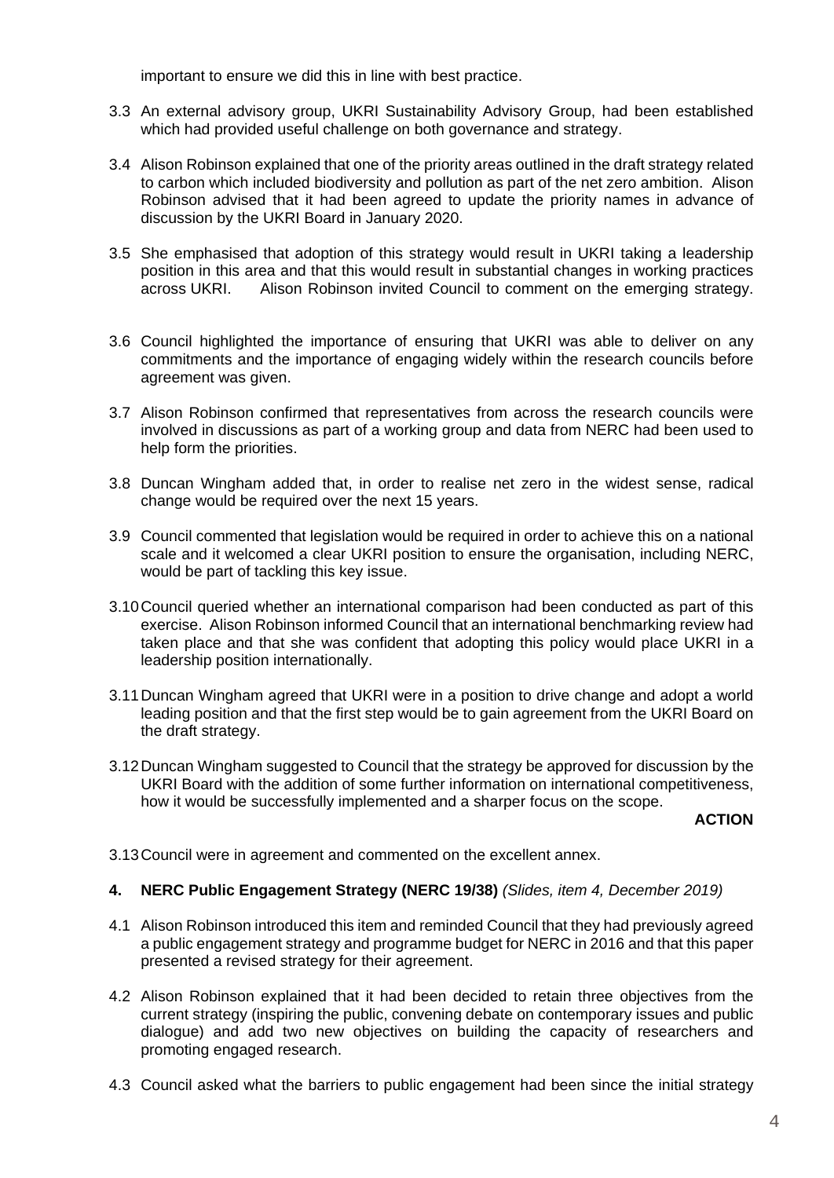important to ensure we did this in line with best practice.

3.3 An external advisory group, UKRI Sustainability Advisory Group, had been established which had provided useful challenge on both governance and strategy.

3.4 Alison Robinson explained that one of the priority areas outlined in the draft strategy related to carbon which included biodiversity and pollution as part of the net zero ambition. Alison Robinson advised that it had been agreed to update the priority names in advance of discussion by the UKRI Board in January 2020.

3.5 She emphasised that adoption of this strategy would result in UKRI taking a leadership position in this area and that this would result in substantial changes in working practices across UKRI. Alison Robinson invited Council to comment on the emerging strategy.

3.6 Council highlighted the importance of ensuring that UKRI was able to deliver on any commitments and the importance of engaging widely within the research councils before agreement was given.

3.7 Alison Robinson confirmed that representatives from across the research councils were involved in discussions as part of a working group and data from NERC had been used to help form the priorities.

3.8 Duncan Wingham added that, in order to realise net zero in the widest sense, radical change would be required over the next 15 years.

3.9 Council commented that legislation would be required in order to achieve this on a national scale and it welcomed a clear UKRI position to ensure the organisation, including NERC, would be part of tackling this key issue.

3.10 Council queried whether an international comparison had been conducted as part of this exercise. Alison Robinson informed Council that an international benchmarking review had taken place and that she was confident that adopting this policy would place UKRI in a leadership position internationally.

3.11 Duncan Wingham agreed that UKRI were in a position to drive change and adopt a world leading position and that the first step would be to gain agreement from the UKRI Board on the draft strategy.

3.12 Duncan Wingham suggested to Council that the strategy be approved for discussion by the UKRI Board with the addition of some further information on international competitiveness, how it would be successfully implemented and a sharper focus on the scope.

**ACTION**

3.13 Council were in agreement and commented on the excellent annex.

**4. NERC Public Engagement Strategy (NERC 19/38)** *(Slides, item 4, December 2019)*

4.1 Alison Robinson introduced this item and reminded Council that they had previously agreed a public engagement strategy and programme budget for NERC in 2016 and that this paper presented a revised strategy for their agreement.

4.2 Alison Robinson explained that it had been decided to retain three objectives from the current strategy (inspiring the public, convening debate on contemporary issues and public dialogue) and add two new objectives on building the capacity of researchers and promoting engaged research.

4.3 Council asked what the barriers to public engagement had been since the initial strategy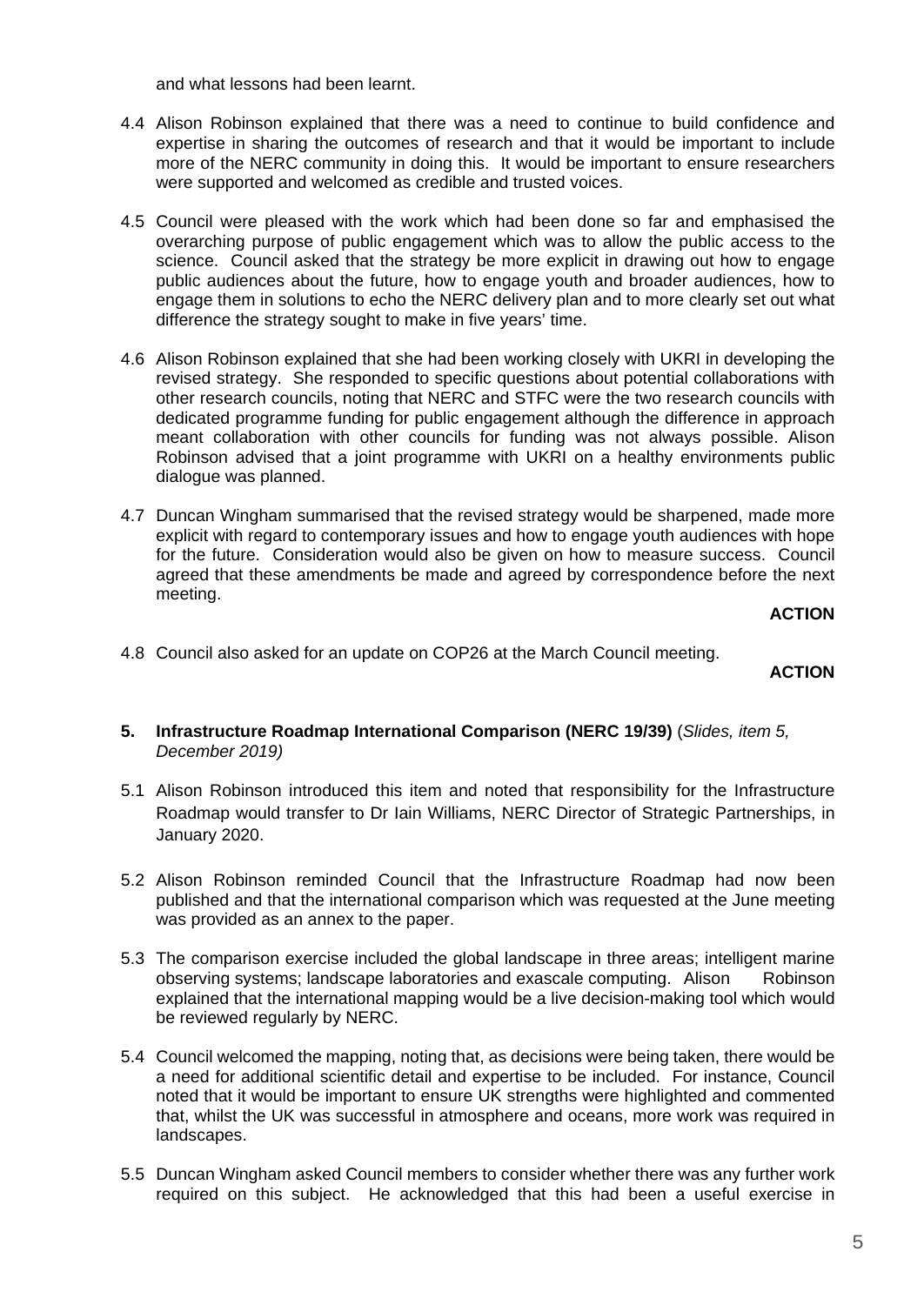and what lessons had been learnt.

4.4 Alison Robinson explained that there was a need to continue to build confidence and expertise in sharing the outcomes of research and that it would be important to include more of the NERC community in doing this. It would be important to ensure researchers were supported and welcomed as credible and trusted voices.

4.5 Council were pleased with the work which had been done so far and emphasised the overarching purpose of public engagement which was to allow the public access to the science. Council asked that the strategy be more explicit in drawing out how to engage public audiences about the future, how to engage youth and broader audiences, how to engage them in solutions to echo the NERC delivery plan and to more clearly set out what difference the strategy sought to make in five years' time.

4.6 Alison Robinson explained that she had been working closely with UKRI in developing the revised strategy. She responded to specific questions about potential collaborations with other research councils, noting that NERC and STFC were the two research councils with dedicated programme funding for public engagement although the difference in approach meant collaboration with other councils for funding was not always possible. Alison Robinson advised that a joint programme with UKRI on a healthy environments public dialogue was planned.

4.7 Duncan Wingham summarised that the revised strategy would be sharpened, made more explicit with regard to contemporary issues and how to engage youth audiences with hope for the future. Consideration would also be given on how to measure success. Council agreed that these amendments be made and agreed by correspondence before the next meeting.

**ACTION**

4.8 Council also asked for an update on COP26 at the March Council meeting.

**ACTION**

## 5. Infrastructure Roadmap International Comparison (NERC 19/39) (*Slides, item 5, December 2019)*

5.1 Alison Robinson introduced this item and noted that responsibility for the Infrastructure Roadmap would transfer to Dr Iain Williams, NERC Director of Strategic Partnerships, in January 2020.

5.2 Alison Robinson reminded Council that the Infrastructure Roadmap had now been published and that the international comparison which was requested at the June meeting was provided as an annex to the paper.

5.3 The comparison exercise included the global landscape in three areas; intelligent marine observing systems; landscape laboratories and exascale computing. Alison Robinson explained that the international mapping would be a live decision-making tool which would be reviewed regularly by NERC.

5.4 Council welcomed the mapping, noting that, as decisions were being taken, there would be a need for additional scientific detail and expertise to be included. For instance, Council noted that it would be important to ensure UK strengths were highlighted and commented that, whilst the UK was successful in atmosphere and oceans, more work was required in landscapes.

5.5 Duncan Wingham asked Council members to consider whether there was any further work required on this subject. He acknowledged that this had been a useful exercise in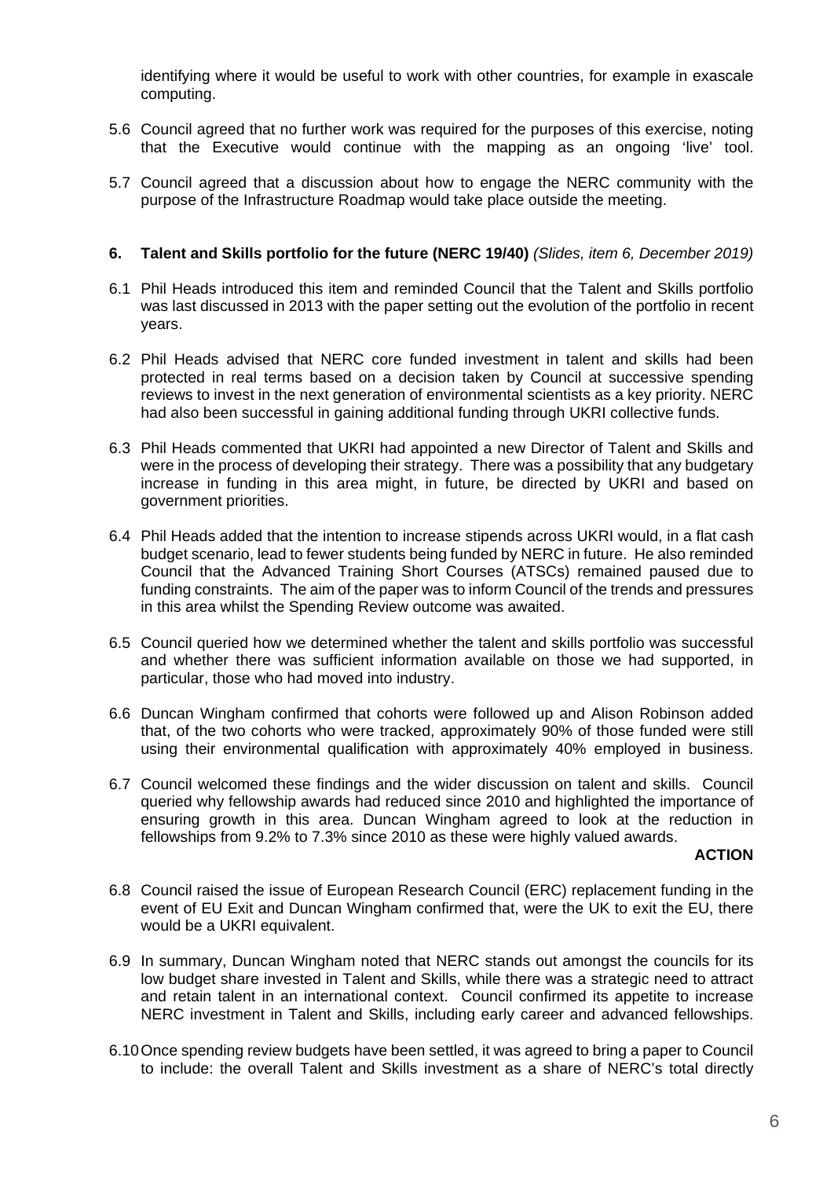identifying where it would be useful to work with other countries, for example in exascale computing.

5.6 Council agreed that no further work was required for the purposes of this exercise, noting that the Executive would continue with the mapping as an ongoing 'live' tool.

5.7 Council agreed that a discussion about how to engage the NERC community with the purpose of the Infrastructure Roadmap would take place outside the meeting.

**6. Talent and Skills portfolio for the future (NERC 19/40)** *(Slides, item 6, December 2019)*

6.1 Phil Heads introduced this item and reminded Council that the Talent and Skills portfolio was last discussed in 2013 with the paper setting out the evolution of the portfolio in recent years.

6.2 Phil Heads advised that NERC core funded investment in talent and skills had been protected in real terms based on a decision taken by Council at successive spending reviews to invest in the next generation of environmental scientists as a key priority. NERC had also been successful in gaining additional funding through UKRI collective funds.

6.3 Phil Heads commented that UKRI had appointed a new Director of Talent and Skills and were in the process of developing their strategy. There was a possibility that any budgetary increase in funding in this area might, in future, be directed by UKRI and based on government priorities.

6.4 Phil Heads added that the intention to increase stipends across UKRI would, in a flat cash budget scenario, lead to fewer students being funded by NERC in future. He also reminded Council that the Advanced Training Short Courses (ATSCs) remained paused due to funding constraints. The aim of the paper was to inform Council of the trends and pressures in this area whilst the Spending Review outcome was awaited.

6.5 Council queried how we determined whether the talent and skills portfolio was successful and whether there was sufficient information available on those we had supported, in particular, those who had moved into industry.

6.6 Duncan Wingham confirmed that cohorts were followed up and Alison Robinson added that, of the two cohorts who were tracked, approximately 90% of those funded were still using their environmental qualification with approximately 40% employed in business.

6.7 Council welcomed these findings and the wider discussion on talent and skills. Council queried why fellowship awards had reduced since 2010 and highlighted the importance of ensuring growth in this area. Duncan Wingham agreed to look at the reduction in fellowships from 9.2% to 7.3% since 2010 as these were highly valued awards.

**ACTION**

6.8 Council raised the issue of European Research Council (ERC) replacement funding in the event of EU Exit and Duncan Wingham confirmed that, were the UK to exit the EU, there would be a UKRI equivalent.

6.9 In summary, Duncan Wingham noted that NERC stands out amongst the councils for its low budget share invested in Talent and Skills, while there was a strategic need to attract and retain talent in an international context. Council confirmed its appetite to increase NERC investment in Talent and Skills, including early career and advanced fellowships.

6.10 Once spending review budgets have been settled, it was agreed to bring a paper to Council to include: the overall Talent and Skills investment as a share of NERC's total directly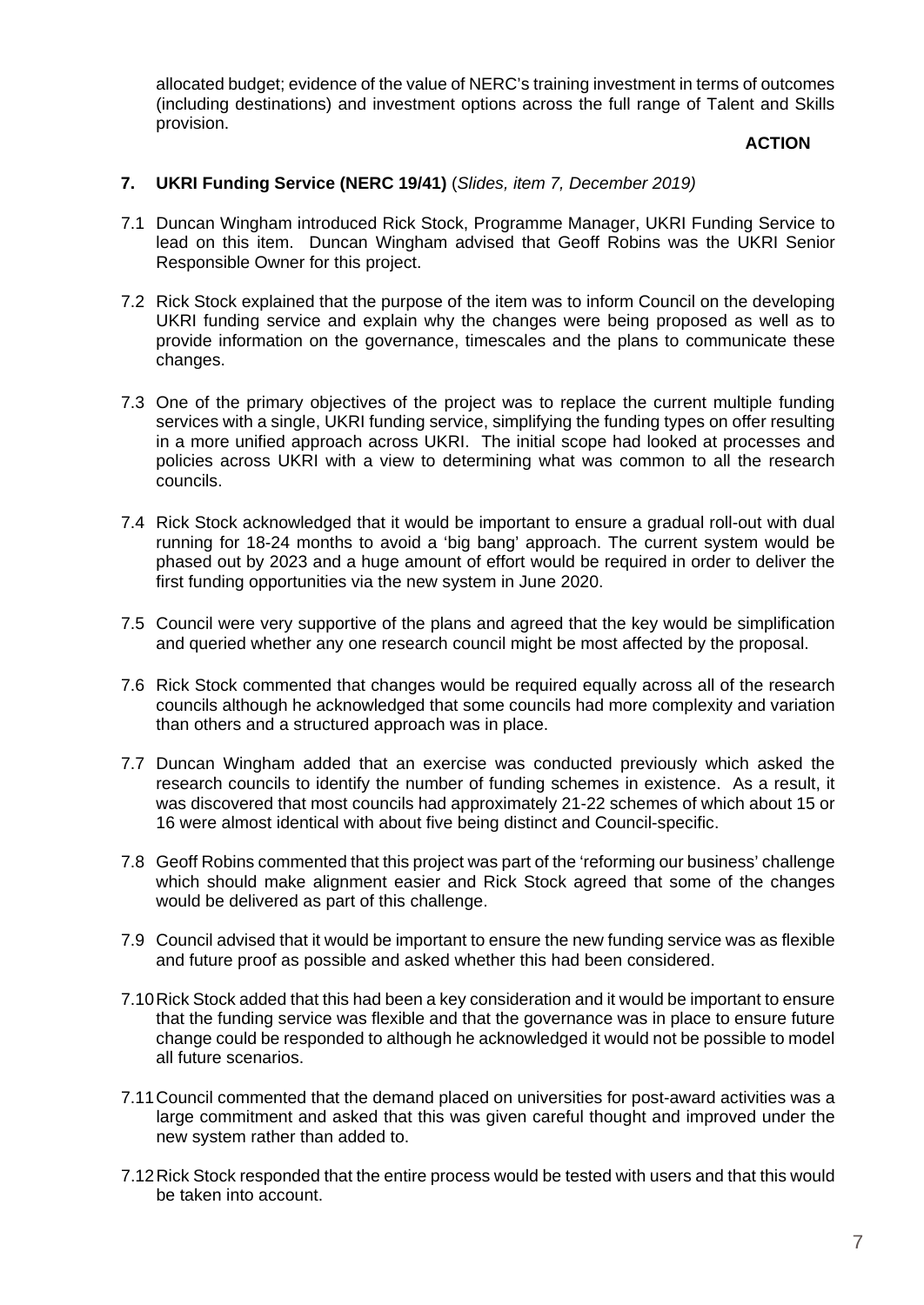allocated budget; evidence of the value of NERC's training investment in terms of outcomes (including destinations) and investment options across the full range of Talent and Skills provision.

**ACTION**

**7. UKRI Funding Service (NERC 19/41)** (*Slides, item 7, December 2019)*

7.1 Duncan Wingham introduced Rick Stock, Programme Manager, UKRI Funding Service to lead on this item. Duncan Wingham advised that Geoff Robins was the UKRI Senior Responsible Owner for this project.

7.2 Rick Stock explained that the purpose of the item was to inform Council on the developing UKRI funding service and explain why the changes were being proposed as well as to provide information on the governance, timescales and the plans to communicate these changes.

7.3 One of the primary objectives of the project was to replace the current multiple funding services with a single, UKRI funding service, simplifying the funding types on offer resulting in a more unified approach across UKRI. The initial scope had looked at processes and policies across UKRI with a view to determining what was common to all the research councils.

7.4 Rick Stock acknowledged that it would be important to ensure a gradual roll-out with dual running for 18-24 months to avoid a 'big bang' approach. The current system would be phased out by 2023 and a huge amount of effort would be required in order to deliver the first funding opportunities via the new system in June 2020.

7.5 Council were very supportive of the plans and agreed that the key would be simplification and queried whether any one research council might be most affected by the proposal.

7.6 Rick Stock commented that changes would be required equally across all of the research councils although he acknowledged that some councils had more complexity and variation than others and a structured approach was in place.

7.7 Duncan Wingham added that an exercise was conducted previously which asked the research councils to identify the number of funding schemes in existence. As a result, it was discovered that most councils had approximately 21-22 schemes of which about 15 or 16 were almost identical with about five being distinct and Council-specific.

7.8 Geoff Robins commented that this project was part of the 'reforming our business' challenge which should make alignment easier and Rick Stock agreed that some of the changes would be delivered as part of this challenge.

7.9 Council advised that it would be important to ensure the new funding service was as flexible and future proof as possible and asked whether this had been considered.

7.10 Rick Stock added that this had been a key consideration and it would be important to ensure that the funding service was flexible and that the governance was in place to ensure future change could be responded to although he acknowledged it would not be possible to model all future scenarios.

7.11 Council commented that the demand placed on universities for post-award activities was a large commitment and asked that this was given careful thought and improved under the new system rather than added to.

7.12 Rick Stock responded that the entire process would be tested with users and that this would be taken into account.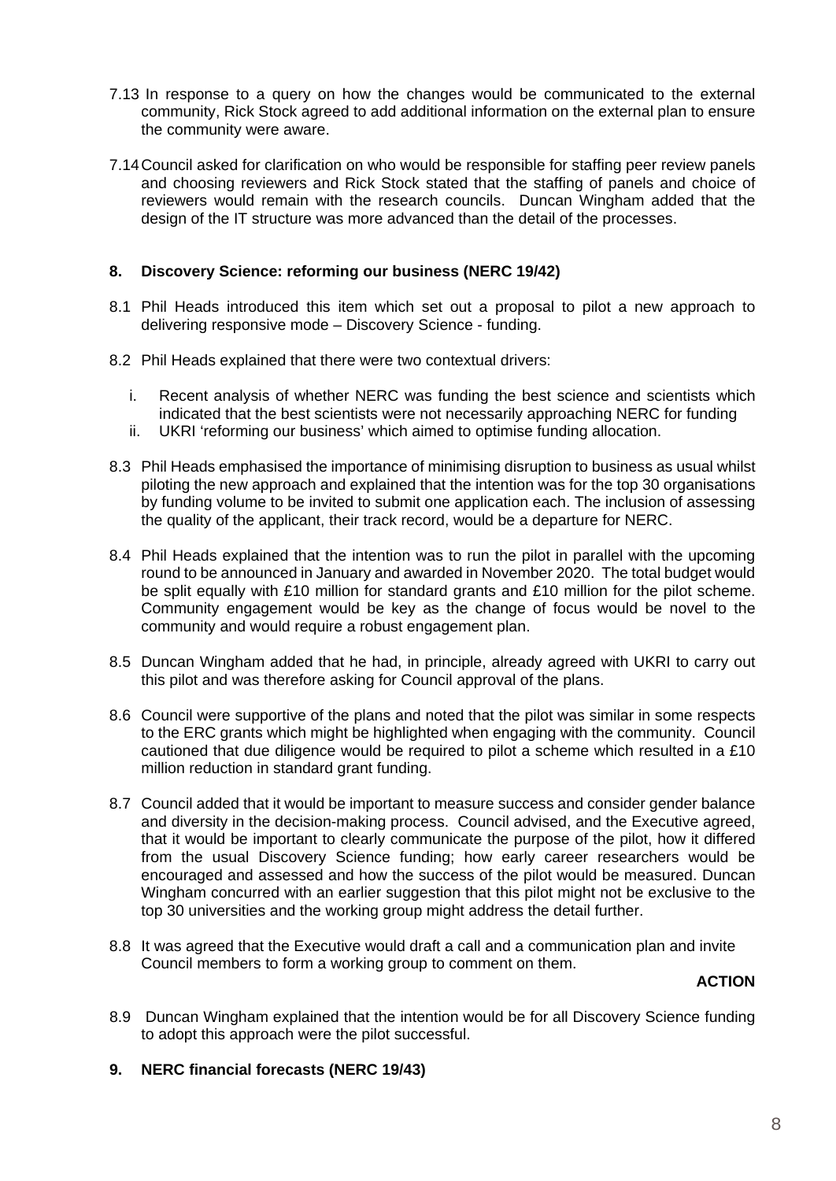7.13 In response to a query on how the changes would be communicated to the external community, Rick Stock agreed to add additional information on the external plan to ensure the community were aware.

7.14 Council asked for clarification on who would be responsible for staffing peer review panels and choosing reviewers and Rick Stock stated that the staffing of panels and choice of reviewers would remain with the research councils. Duncan Wingham added that the design of the IT structure was more advanced than the detail of the processes.

## 8. Discovery Science: reforming our business (NERC 19/42)

8.1 Phil Heads introduced this item which set out a proposal to pilot a new approach to delivering responsive mode – Discovery Science - funding.

8.2 Phil Heads explained that there were two contextual drivers:

i. Recent analysis of whether NERC was funding the best science and scientists which indicated that the best scientists were not necessarily approaching NERC for funding
ii. UKRI 'reforming our business' which aimed to optimise funding allocation.

8.3 Phil Heads emphasised the importance of minimising disruption to business as usual whilst piloting the new approach and explained that the intention was for the top 30 organisations by funding volume to be invited to submit one application each. The inclusion of assessing the quality of the applicant, their track record, would be a departure for NERC.

8.4 Phil Heads explained that the intention was to run the pilot in parallel with the upcoming round to be announced in January and awarded in November 2020. The total budget would be split equally with £10 million for standard grants and £10 million for the pilot scheme. Community engagement would be key as the change of focus would be novel to the community and would require a robust engagement plan.

8.5 Duncan Wingham added that he had, in principle, already agreed with UKRI to carry out this pilot and was therefore asking for Council approval of the plans.

8.6 Council were supportive of the plans and noted that the pilot was similar in some respects to the ERC grants which might be highlighted when engaging with the community. Council cautioned that due diligence would be required to pilot a scheme which resulted in a £10 million reduction in standard grant funding.

8.7 Council added that it would be important to measure success and consider gender balance and diversity in the decision-making process. Council advised, and the Executive agreed, that it would be important to clearly communicate the purpose of the pilot, how it differed from the usual Discovery Science funding; how early career researchers would be encouraged and assessed and how the success of the pilot would be measured. Duncan Wingham concurred with an earlier suggestion that this pilot might not be exclusive to the top 30 universities and the working group might address the detail further.

8.8 It was agreed that the Executive would draft a call and a communication plan and invite Council members to form a working group to comment on them.

**ACTION**

8.9 Duncan Wingham explained that the intention would be for all Discovery Science funding to adopt this approach were the pilot successful.

## 9. NERC financial forecasts (NERC 19/43)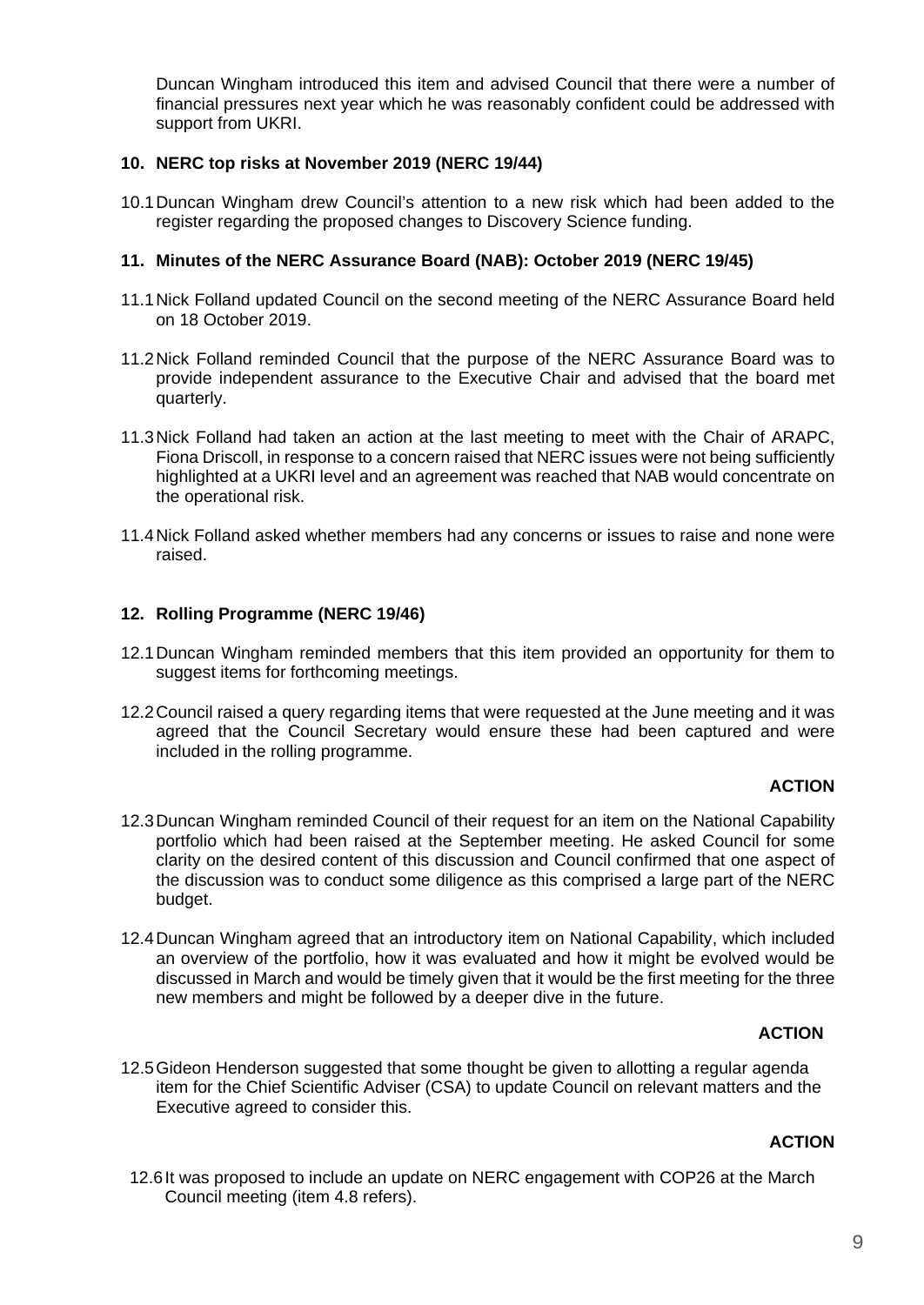Duncan Wingham introduced this item and advised Council that there were a number of financial pressures next year which he was reasonably confident could be addressed with support from UKRI.

**10. NERC top risks at November 2019 (NERC 19/44)**

10.1 Duncan Wingham drew Council's attention to a new risk which had been added to the register regarding the proposed changes to Discovery Science funding.

**11. Minutes of the NERC Assurance Board (NAB): October 2019 (NERC 19/45)**

11.1 Nick Folland updated Council on the second meeting of the NERC Assurance Board held on 18 October 2019.

11.2 Nick Folland reminded Council that the purpose of the NERC Assurance Board was to provide independent assurance to the Executive Chair and advised that the board met quarterly.

11.3 Nick Folland had taken an action at the last meeting to meet with the Chair of ARAPC, Fiona Driscoll, in response to a concern raised that NERC issues were not being sufficiently highlighted at a UKRI level and an agreement was reached that NAB would concentrate on the operational risk.

11.4 Nick Folland asked whether members had any concerns or issues to raise and none were raised.

**12. Rolling Programme (NERC 19/46)**

12.1 Duncan Wingham reminded members that this item provided an opportunity for them to suggest items for forthcoming meetings.

12.2 Council raised a query regarding items that were requested at the June meeting and it was agreed that the Council Secretary would ensure these had been captured and were included in the rolling programme.

**ACTION**

12.3 Duncan Wingham reminded Council of their request for an item on the National Capability portfolio which had been raised at the September meeting. He asked Council for some clarity on the desired content of this discussion and Council confirmed that one aspect of the discussion was to conduct some diligence as this comprised a large part of the NERC budget.

12.4 Duncan Wingham agreed that an introductory item on National Capability, which included an overview of the portfolio, how it was evaluated and how it might be evolved would be discussed in March and would be timely given that it would be the first meeting for the three new members and might be followed by a deeper dive in the future.

**ACTION**

12.5 Gideon Henderson suggested that some thought be given to allotting a regular agenda item for the Chief Scientific Adviser (CSA) to update Council on relevant matters and the Executive agreed to consider this.

**ACTION**

12.6 It was proposed to include an update on NERC engagement with COP26 at the March Council meeting (item 4.8 refers).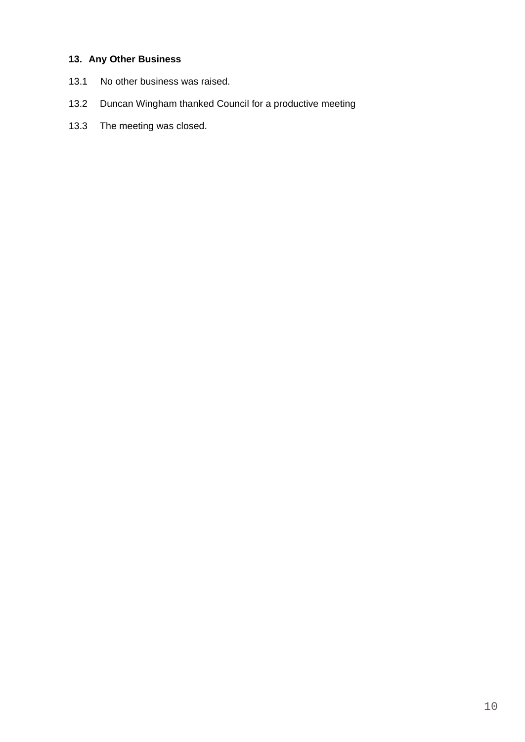**13. Any Other Business**

13.1 No other business was raised.

13.2 Duncan Wingham thanked Council for a productive meeting

13.3 The meeting was closed.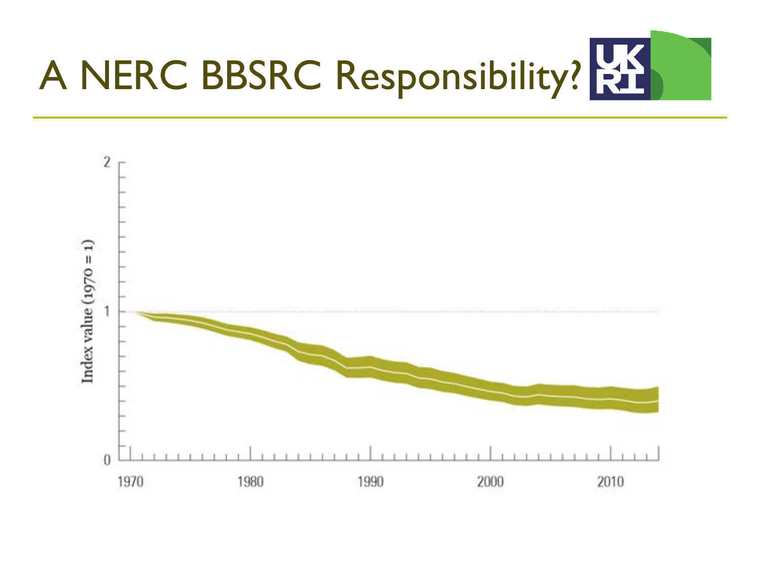# A NERC BBSRC Responsibility?

Index value (1970 = 1)

2

1

0

1970

1980

1990

2000

2010